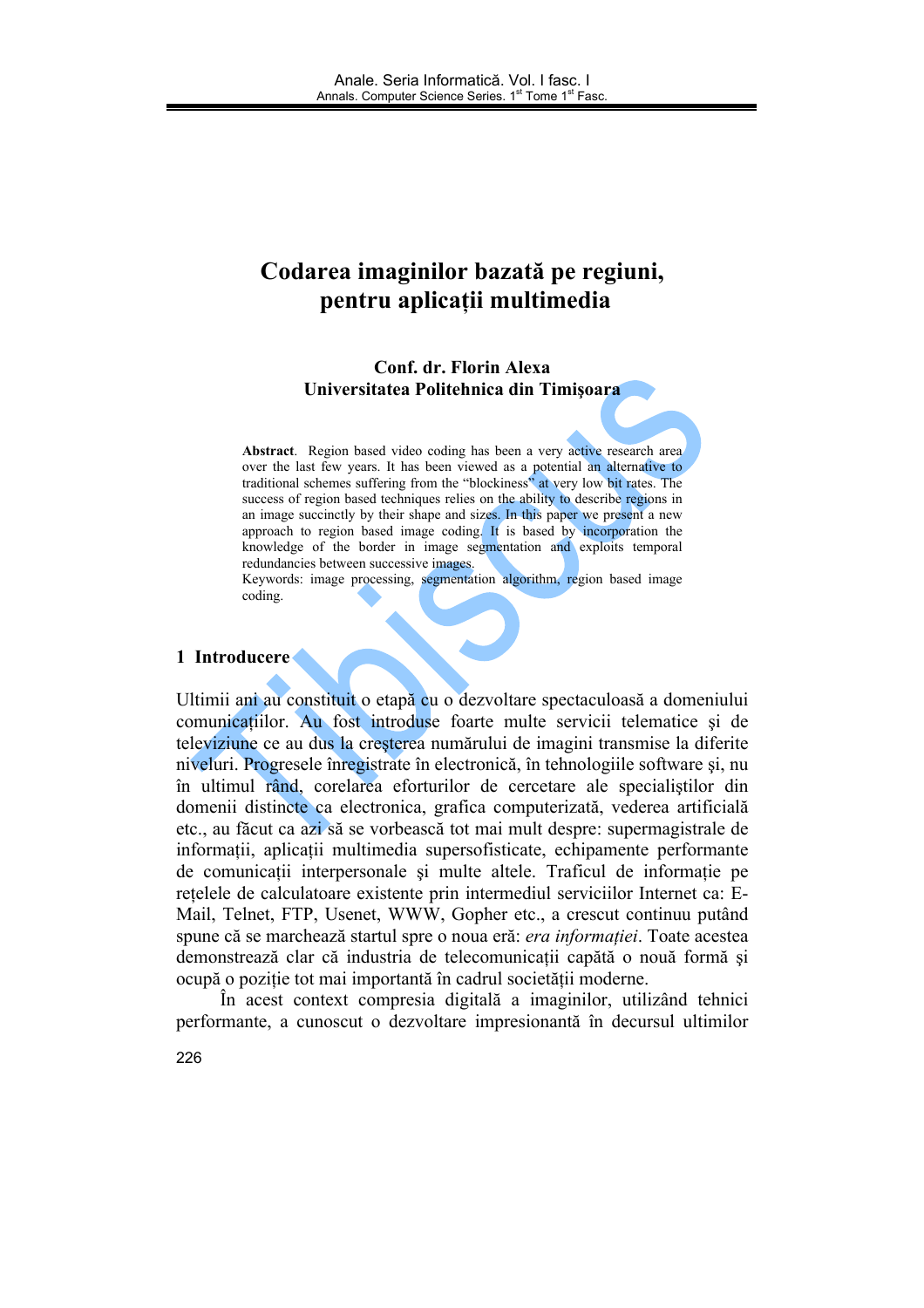# Codarea imaginilor bazată pe regiuni, pentru aplicații multimedia

**Conf. dr. Florin Alexa**
**Universitatea Politehnica din Timişoara**

**Abstract**. Region based video coding has been a very active research area over the last few years. It has been viewed as a potential an alternative to traditional schemes suffering from the "blockiness" at very low bit rates. The success of region based techniques relies on the ability to describe regions in an image succinctly by their shape and sizes. In this paper we present a new approach to region based image coding. It is based by incorporation the knowledge of the border in image segmentation and exploits temporal redundancies between successive images.
Keywords: image processing, segmentation algorithm, region based image coding.

## 1 Introducere

Ultimii ani au constituit o etapă cu o dezvoltare spectaculoasă a domeniului comunicațiilor. Au fost introduse foarte multe servicii telematice şi de televiziune ce au dus la creşterea numărului de imagini transmise la diferite niveluri. Progresele înregistrate în electronică, în tehnologiile software şi, nu în ultimul rând, corelarea eforturilor de cercetare ale specialiştilor din domenii distincte ca electronica, grafica computerizată, vederea artificială etc., au făcut ca azi să se vorbească tot mai mult despre: supermagistrale de informații, aplicații multimedia supersofisticate, echipamente performante de comunicații interpersonale şi multe altele. Traficul de informație pe rețelele de calculatoare existente prin intermediul serviciilor Internet ca: E-Mail, Telnet, FTP, Usenet, WWW, Gopher etc., a crescut continuu putând spune că se marchează startul spre o noua eră: *era informației*. Toate acestea demonstrează clar că industria de telecomunicații capătă o nouă formă şi ocupă o poziție tot mai importantă în cadrul societății moderne.

În acest context compresia digitală a imaginilor, utilizând tehnici performante, a cunoscut o dezvoltare impresionantă în decursul ultimilor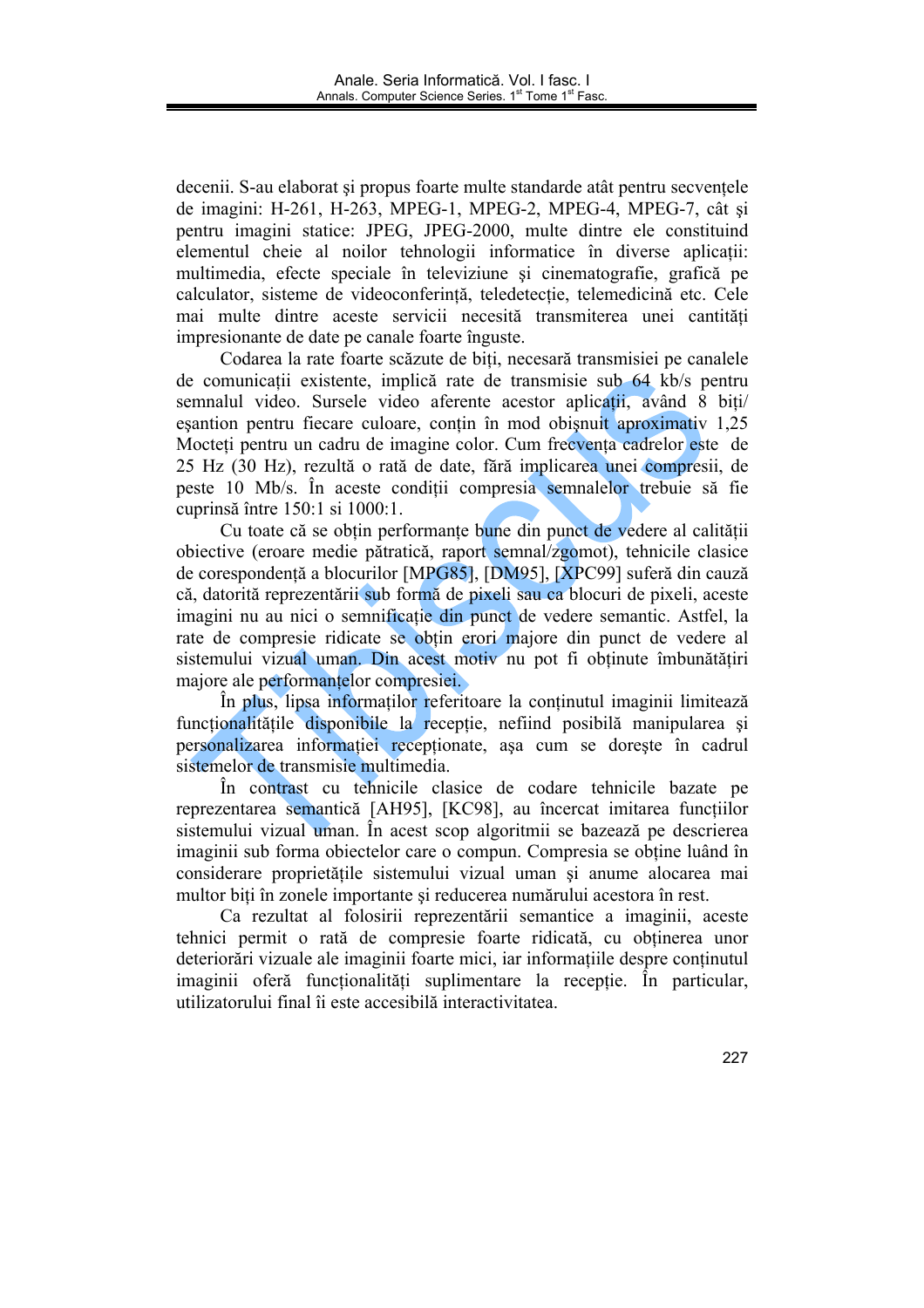decenii. S-au elaborat şi propus foarte multe standarde atât pentru secvenţele de imagini: H-261, H-263, MPEG-1, MPEG-2, MPEG-4, MPEG-7, cât şi pentru imagini statice: JPEG, JPEG-2000, multe dintre ele constituind elementul cheie al noilor tehnologii informatice în diverse aplicaţii: multimedia, efecte speciale în televiziune şi cinematografie, grafică pe calculator, sisteme de videoconferinţă, teledetecţie, telemedicină etc. Cele mai multe dintre aceste servicii necesită transmiterea unei cantităţi impresionante de date pe canale foarte înguste.

Codarea la rate foarte scăzute de biţi, necesară transmisiei pe canalele de comunicaţii existente, implică rate de transmisie sub 64 kb/s pentru semnalul video. Sursele video aferente acestor aplicaţii, având 8 biţi/ eşantion pentru fiecare culoare, conţin în mod obişnuit aproximativ 1,25 Mocteţi pentru un cadru de imagine color. Cum frecvenţa cadrelor este de 25 Hz (30 Hz), rezultă o rată de date, fără implicarea unei compresii, de peste 10 Mb/s. În aceste condiţii compresia semnalelor trebuie să fie cuprinsă între 150:1 si 1000:1.

Cu toate că se obţin performanţe bune din punct de vedere al calităţii obiective (eroare medie pătratică, raport semnal/zgomot), tehnicile clasice de corespondenţă a blocurilor [MPG85], [DM95], [XPC99] suferă din cauză că, datorită reprezentării sub formă de pixeli sau ca blocuri de pixeli, aceste imagini nu au nici o semnificaţie din punct de vedere semantic. Astfel, la rate de compresie ridicate se obţin erori majore din punct de vedere al sistemului vizual uman. Din acest motiv nu pot fi obţinute îmbunătăţiri majore ale performanţelor compresiei.

În plus, lipsa informaţilor referitoare la conţinutul imaginii limitează funcţionalităţile disponibile la recepţie, nefiind posibilă manipularea şi personalizarea informaţiei recepţionate, aşa cum se doreşte în cadrul sistemelor de transmisie multimedia.

În contrast cu tehnicile clasice de codare tehnicile bazate pe reprezentarea semantică [AH95], [KC98], au încercat imitarea funcţiilor sistemului vizual uman. În acest scop algoritmii se bazează pe descrierea imaginii sub forma obiectelor care o compun. Compresia se obţine luând în considerare proprietăţile sistemului vizual uman şi anume alocarea mai multor biţi în zonele importante şi reducerea numărului acestora în rest.

Ca rezultat al folosirii reprezentării semantice a imaginii, aceste tehnici permit o rată de compresie foarte ridicată, cu obţinerea unor deteriorări vizuale ale imaginii foarte mici, iar informaţiile despre conţinutul imaginii oferă funcţionalităţi suplimentare la recepţie. În particular, utilizatorului final îi este accesibilă interactivitatea.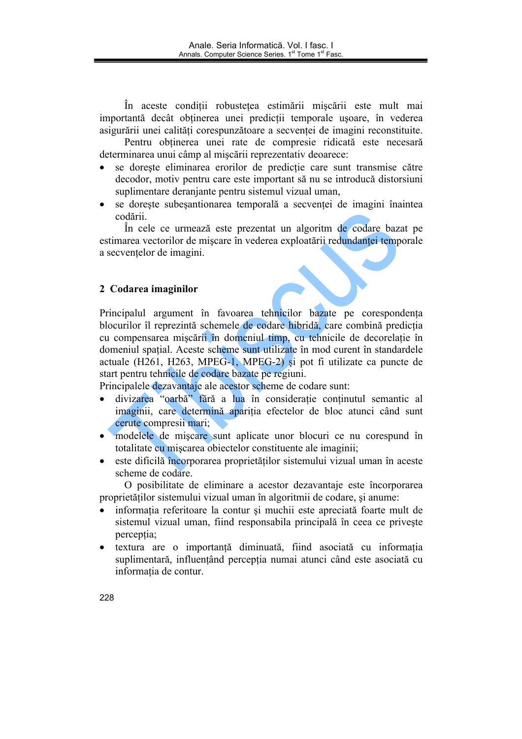În aceste condiții robustețea estimării mișcării este mult mai importantă decât obținerea unei predicții temporale ușoare, în vederea asigurării unei calități corespunzătoare a secvenței de imagini reconstituite.

Pentru obținerea unei rate de compresie ridicată este necesară determinarea unui câmp al mișcării reprezentativ deoarece:

- se dorește eliminarea erorilor de predicție care sunt transmise către decodor, motiv pentru care este important să nu se introducă distorsiuni suplimentare deranjante pentru sistemul vizual uman,
- se dorește subeșantionarea temporală a secvenței de imagini înaintea codării.

În cele ce urmează este prezentat un algoritm de codare bazat pe estimarea vectorilor de mișcare în vederea exploatării redundanței temporale a secvențelor de imagini.

## 2 Codarea imaginilor

Principalul argument în favoarea tehnicilor bazate pe corespondența blocurilor îl reprezintă schemele de codare hibridă, care combină predicția cu compensarea mișcării în domeniul timp, cu tehnicile de decorelație în domeniul spațial. Aceste scheme sunt utilizate în mod curent în standardele actuale (H261, H263, MPEG-1, MPEG-2) și pot fi utilizate ca puncte de start pentru tehnicile de codare bazate pe regiuni.

Principalele dezavantaje ale acestor scheme de codare sunt:

- divizarea "oarbă" fără a lua în considerație conținutul semantic al imaginii, care determină apariția efectelor de bloc atunci când sunt cerute compresii mari;
- modelele de mișcare sunt aplicate unor blocuri ce nu corespund în totalitate cu mișcarea obiectelor constituente ale imaginii;
- este dificilă încorporarea proprietăților sistemului vizual uman în aceste scheme de codare.

O posibilitate de eliminare a acestor dezavantaje este încorporarea proprietăților sistemului vizual uman în algoritmii de codare, și anume:

- informația referitoare la contur și muchii este apreciată foarte mult de sistemul vizual uman, fiind responsabila principală în ceea ce privește percepția;
- textura are o importanță diminuată, fiind asociată cu informația suplimentară, influențând percepția numai atunci când este asociată cu informația de contur.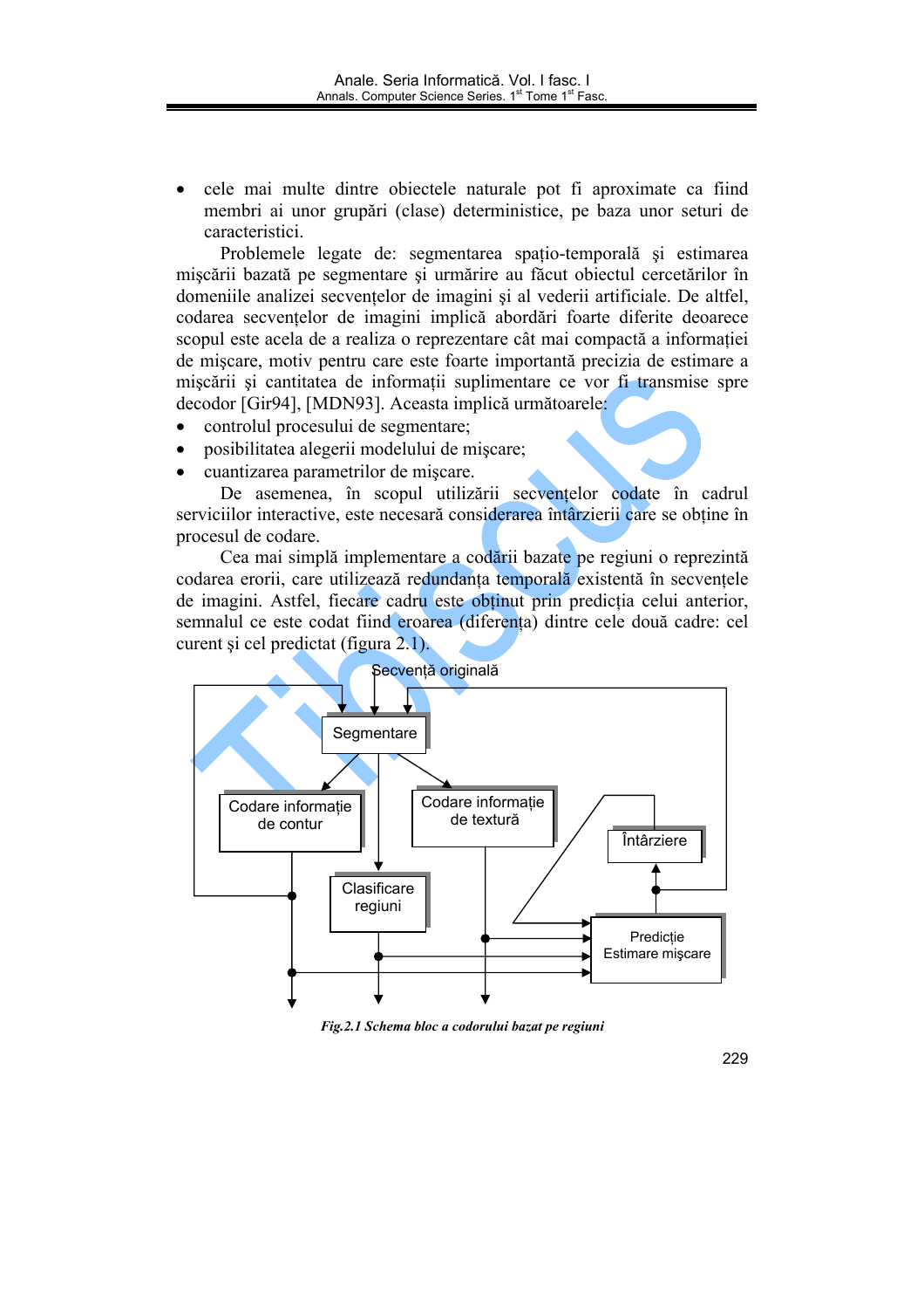- cele mai multe dintre obiectele naturale pot fi aproximate ca fiind membri ai unor grupări (clase) deterministice, pe baza unor seturi de caracteristici.

Problemele legate de: segmentarea spaţio-temporală şi estimarea mişcării bazată pe segmentare şi urmărire au făcut obiectul cercetărilor în domeniile analizei secvenţelor de imagini şi al vederii artificiale. De altfel, codarea secvenţelor de imagini implică abordări foarte diferite deoarece scopul este acela de a realiza o reprezentare cât mai compactă a informaţiei de mişcare, motiv pentru care este foarte importantă precizia de estimare a mişcării şi cantitatea de informaţii suplimentare ce vor fi transmise spre decodor [Gir94], [MDN93]. Aceasta implică următoarele:

- controlul procesului de segmentare;
- posibilitatea alegerii modelului de mişcare;
- cuantizarea parametrilor de mişcare.

De asemenea, în scopul utilizării secvenţelor codate în cadrul serviciilor interactive, este necesară considerarea întârzierii care se obţine în procesul de codare.

Cea mai simplă implementare a codării bazate pe regiuni o reprezintă codarea erorii, care utilizează redundanţa temporală existentă în secvenţele de imagini. Astfel, fiecare cadru este obţinut prin predicţia celui anterior, semnalul ce este codat fiind eroarea (diferenţa) dintre cele două cadre: cel curent şi cel predictat (figura 2.1).

Secvenţă originală

Segmentare

Codare informaţie de contur

Codare informaţie de textură

Clasificare regiuni

Întârziere

Predicţie Estimare mişcare

*Fig.2.1 Schema bloc a codorului bazat pe regiuni*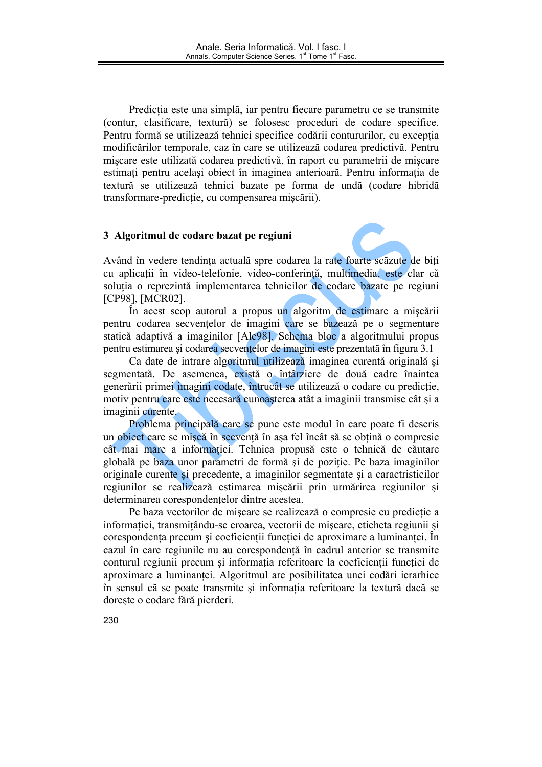Predicția este una simplă, iar pentru fiecare parametru ce se transmite (contur, clasificare, textură) se folosesc proceduri de codare specifice. Pentru formă se utilizează tehnici specifice codării contururilor, cu excepția modificărilor temporale, caz în care se utilizează codarea predictivă. Pentru mişcare este utilizată codarea predictivă, în raport cu parametrii de mişcare estimați pentru acelaşi obiect în imaginea anterioară. Pentru informația de textură se utilizează tehnici bazate pe forma de undă (codare hibridă transformare-predicție, cu compensarea mişcării).

## 3 Algoritmul de codare bazat pe regiuni

Având în vedere tendința actuală spre codarea la rate foarte scăzute de biți cu aplicații în video-telefonie, video-conferință, multimedia, este clar că soluția o reprezintă implementarea tehnicilor de codare bazate pe regiuni [CP98], [MCR02].

În acest scop autorul a propus un algoritm de estimare a mişcării pentru codarea secvențelor de imagini care se bazează pe o segmentare statică adaptivă a imaginilor [Ale98]. Schema bloc a algoritmului propus pentru estimarea şi codarea secvențelor de imagini este prezentată în figura 3.1

Ca date de intrare algoritmul utilizează imaginea curentă originală şi segmentată. De asemenea, există o întârziere de două cadre înaintea generării primei imagini codate, întrucât se utilizează o codare cu predicție, motiv pentru care este necesară cunoaşterea atât a imaginii transmise cât şi a imaginii curente.

Problema principală care se pune este modul în care poate fi descris un obiect care se mişcă în secvență în aşa fel încât să se obțină o compresie cât mai mare a informației. Tehnica propusă este o tehnică de căutare globală pe baza unor parametri de formă şi de poziție. Pe baza imaginilor originale curente şi precedente, a imaginilor segmentate şi a caractristicilor regiunilor se realizează estimarea mişcării prin urmărirea regiunilor şi determinarea corespondențelor dintre acestea.

Pe baza vectorilor de mişcare se realizează o compresie cu predicție a informației, transmițându-se eroarea, vectorii de mişcare, eticheta regiunii şi corespondența precum şi coeficienții funcției de aproximare a luminanței. În cazul în care regiunile nu au corespondență în cadrul anterior se transmite conturul regiunii precum şi informația referitoare la coeficienții funcției de aproximare a luminanței. Algoritmul are posibilitatea unei codări ierarhice în sensul că se poate transmite şi informația referitoare la textură dacă se doreşte o codare fără pierderi.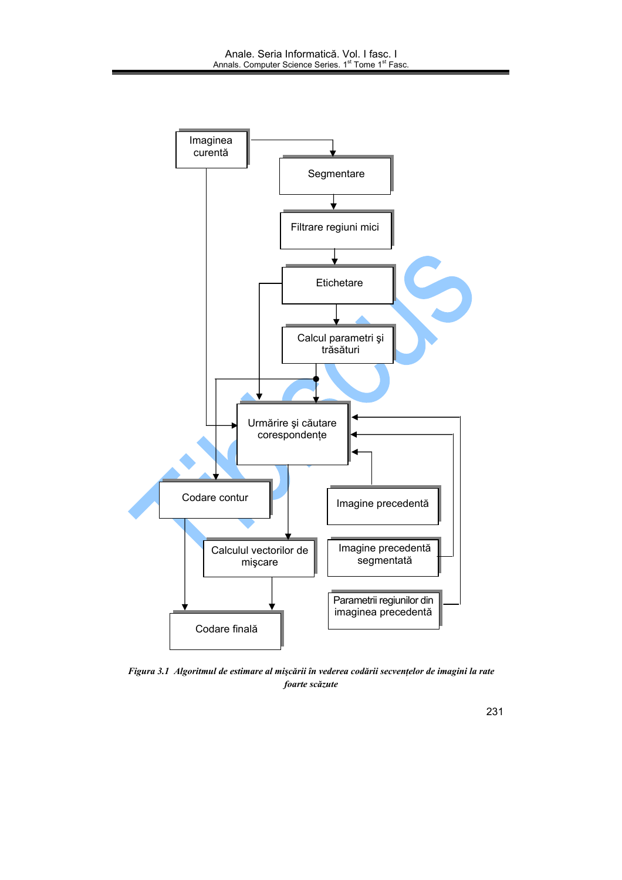Imaginea curentă

Segmentare

Filtrare regiuni mici

Etichetare

Calcul parametri şi trăsături

Urmărire şi căutare corespondenţe

Codare contur

Imagine precedentă

Calculul vectorilor de mişcare

Imagine precedentă segmentată

Parametrii regiunilor din imaginea precedentă

Codare finală

*Figura 3.1 Algoritmul de estimare al mişcării în vederea codării secvenţelor de imagini la rate foarte scăzute*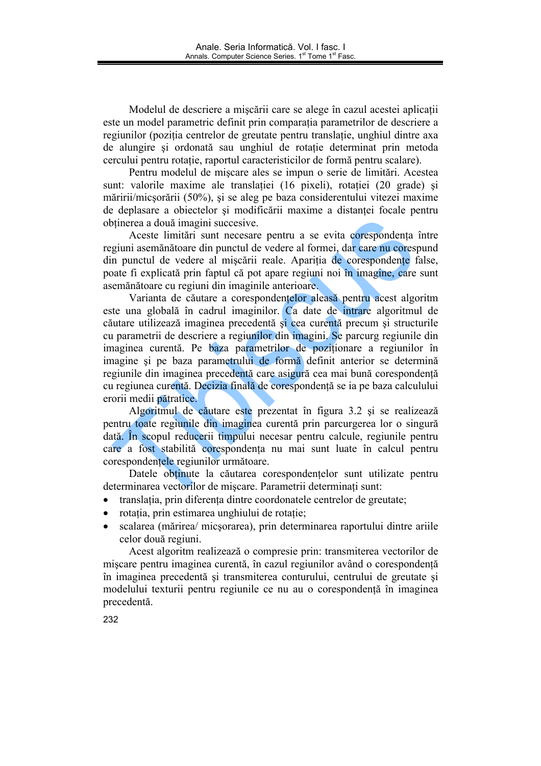Modelul de descriere a mişcării care se alege în cazul acestei aplicaţii este un model parametric definit prin comparaţia parametrilor de descriere a regiunilor (poziţia centrelor de greutate pentru translaţie, unghiul dintre axa de alungire şi ordonată sau unghiul de rotaţie determinat prin metoda cercului pentru rotaţie, raportul caracteristicilor de formă pentru scalare).

Pentru modelul de mişcare ales se impun o serie de limitări. Acestea sunt: valorile maxime ale translaţiei (16 pixeli), rotaţiei (20 grade) şi măririi/micşorării (50%), şi se aleg pe baza considerentului vitezei maxime de deplasare a obiectelor şi modificării maxime a distanţei focale pentru obţinerea a două imagini succesive.

Aceste limitări sunt necesare pentru a se evita corespondenţa între regiuni asemănătoare din punctul de vedere al formei, dar care nu corespund din punctul de vedere al mişcării reale. Apariţia de corespondenţe false, poate fi explicată prin faptul că pot apare regiuni noi în imagine, care sunt asemănătoare cu regiuni din imaginile anterioare.

Varianta de căutare a corespondenţelor aleasă pentru acest algoritm este una globală în cadrul imaginilor. Ca date de intrare algoritmul de căutare utilizează imaginea precedentă şi cea curentă precum şi structurile cu parametrii de descriere a regiunilor din imagini. Se parcurg regiunile din imaginea curentă. Pe baza parametrilor de poziţionare a regiunilor în imagine şi pe baza parametrului de formă definit anterior se determină regiunile din imaginea precedentă care asigură cea mai bună corespondenţă cu regiunea curentă. Decizia finală de corespondenţă se ia pe baza calculului erorii medii pătratice.

Algoritmul de căutare este prezentat în figura 3.2 şi se realizează pentru toate regiunile din imaginea curentă prin parcurgerea lor o singură dată. În scopul reducerii timpului necesar pentru calcule, regiunile pentru care a fost stabilită corespondenţa nu mai sunt luate în calcul pentru corespondenţele regiunilor următoare.

Datele obţinute la căutarea corespondenţelor sunt utilizate pentru determinarea vectorilor de mişcare. Parametrii determinaţi sunt:

- translaţia, prin diferenţa dintre coordonatele centrelor de greutate;
- rotaţia, prin estimarea unghiului de rotaţie;
- scalarea (mărirea/ micşorarea), prin determinarea raportului dintre ariile celor două regiuni.

Acest algoritm realizează o compresie prin: transmiterea vectorilor de mişcare pentru imaginea curentă, în cazul regiunilor având o corespondenţă în imaginea precedentă şi transmiterea conturului, centrului de greutate şi modelului texturii pentru regiunile ce nu au o corespondenţă în imaginea precedentă.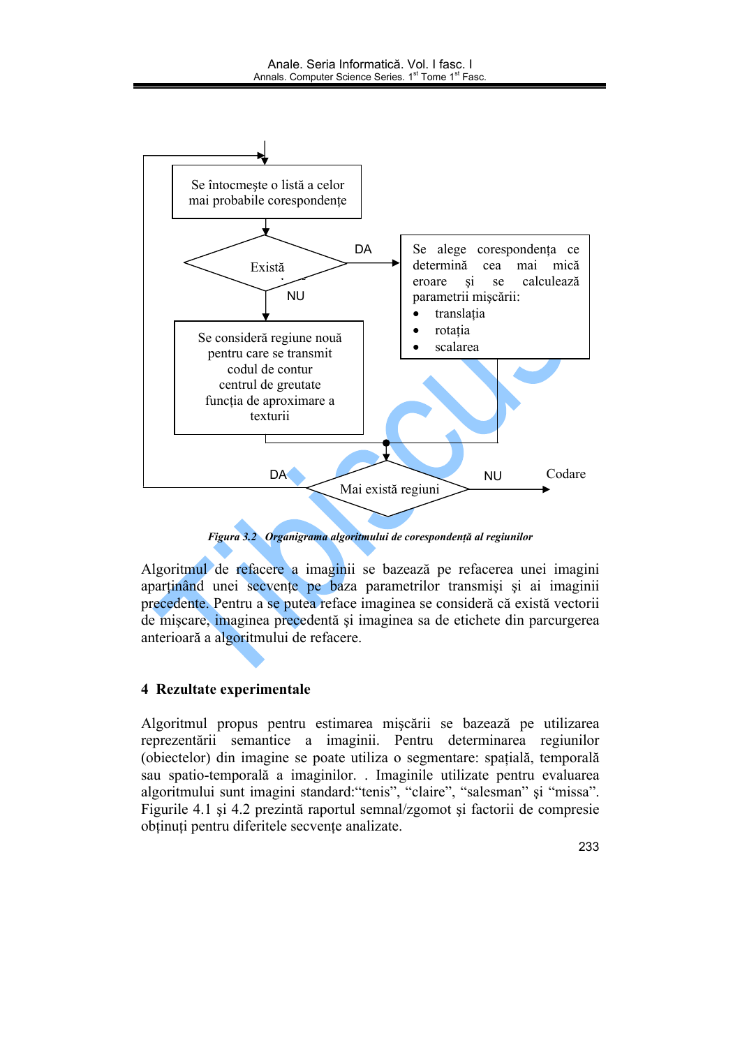Se întocmeşte o listă a celor mai probabile corespondenţe

Există

DA

NU

Se alege corespondenţa ce determină cea mai mică eroare şi se calculează parametrii mişcării:

- translaţia
- rotaţia
- scalarea

Se consideră regiune nouă pentru care se transmit codul de contur centrul de greutate funcţia de aproximare a texturii

DA

Mai există regiuni

NU

Codare

*Figura 3.2 Organigrama algoritmului de corespondenţă al regiunilor*

Algoritmul de refacere a imaginii se bazează pe refacerea unei imagini aparţinând unei secvenţe pe baza parametrilor transmişi şi ai imaginii precedente. Pentru a se putea reface imaginea se consideră că există vectorii de mişcare, imaginea precedentă şi imaginea sa de etichete din parcurgerea anterioară a algoritmului de refacere.

## 4 Rezultate experimentale

Algoritmul propus pentru estimarea mişcării se bazează pe utilizarea reprezentării semantice a imaginii. Pentru determinarea regiunilor (obiectelor) din imagine se poate utiliza o segmentare: spaţială, temporală sau spatio-temporală a imaginilor. . Imaginile utilizate pentru evaluarea algoritmului sunt imagini standard:"tenis", "claire", "salesman" şi "missa". Figurile 4.1 şi 4.2 prezintă raportul semnal/zgomot şi factorii de compresie obţinuţi pentru diferitele secvenţe analizate.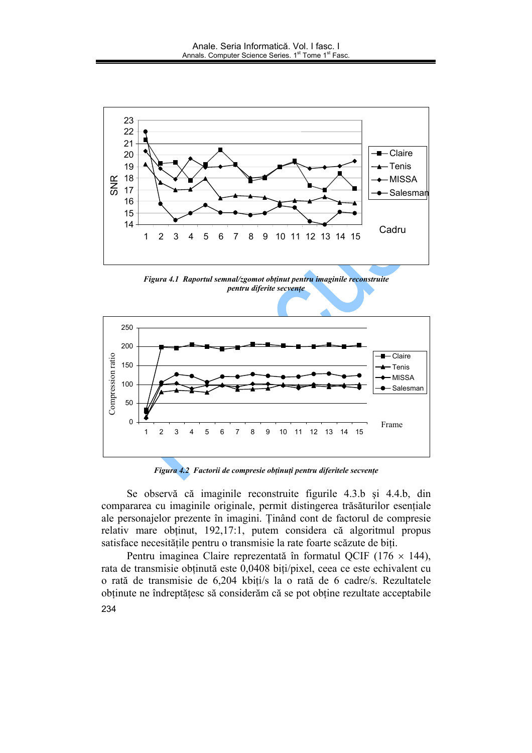*Figura 4.1 Raportul semnal/zgomot obținut pentru imaginile reconstruite pentru diferite secvențe*

*Figura 4.2 Factorii de compresie obținuți pentru diferitele secvențe*

Se observă că imaginile reconstruite figurile 4.3.b și 4.4.b, din compararea cu imaginile originale, permit distingerea trăsăturilor esențiale ale personajelor prezente în imagini. Ținând cont de factorul de compresie relativ mare obținut, 192,17:1, putem considera că algoritmul propus satisface necesitățile pentru o transmisie la rate foarte scăzute de biți.

Pentru imaginea Claire reprezentată în formatul QCIF (176 × 144), rata de transmisie obținută este 0,0408 biți/pixel, ceea ce este echivalent cu o rată de transmisie de 6,204 kbiți/s la o rată de 6 cadre/s. Rezultatele obținute ne îndreptățesc să considerăm că se pot obține rezultate acceptabile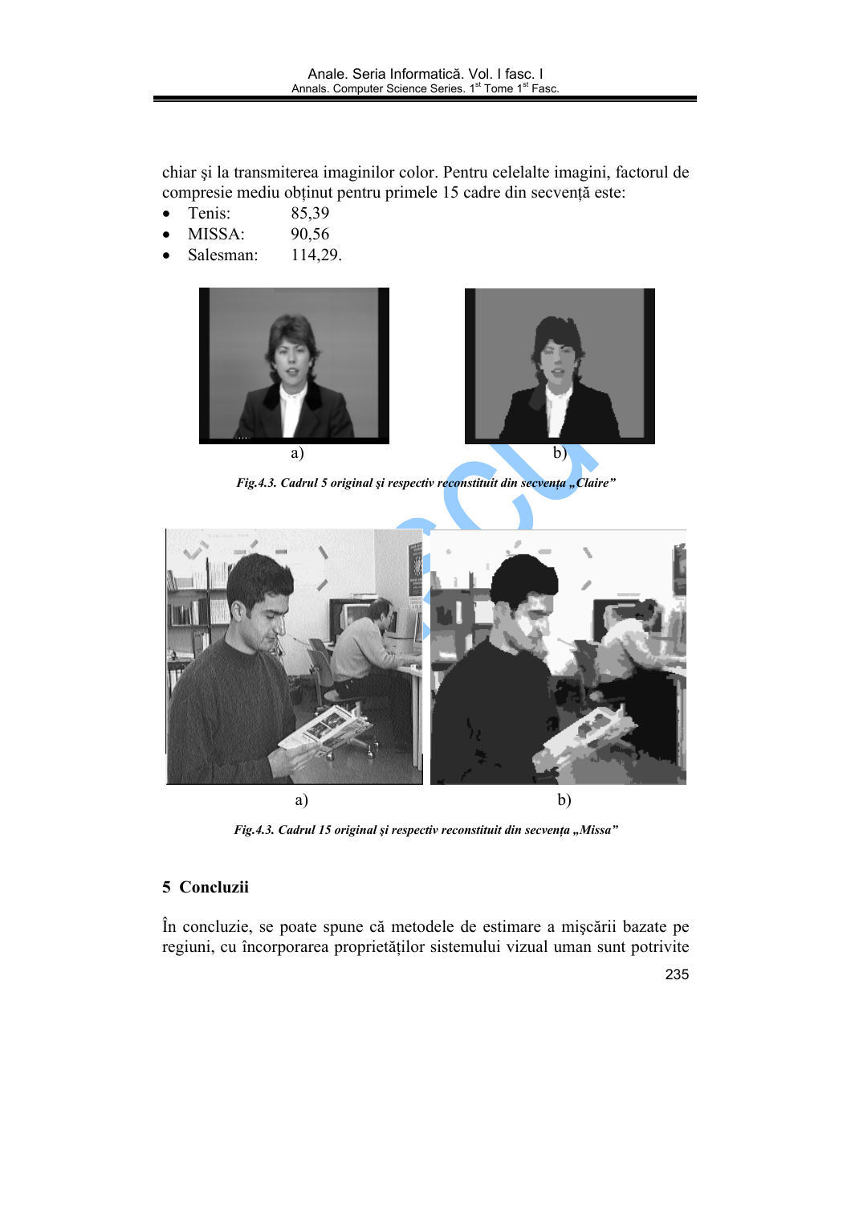chiar şi la transmiterea imaginilor color. Pentru celelalte imagini, factorul de compresie mediu obţinut pentru primele 15 cadre din secvenţă este:

- Tenis: 85,39
- MISSA: 90,56
- Salesman: 114,29.

a) b)

***Fig.4.3. Cadrul 5 original şi respectiv reconstituit din secvenţa „Claire"***

a) b)

***Fig.4.3. Cadrul 15 original şi respectiv reconstituit din secvenţa „Missa"***

## 5 Concluzii

În concluzie, se poate spune că metodele de estimare a mişcării bazate pe regiuni, cu încorporarea proprietăţilor sistemului vizual uman sunt potrivite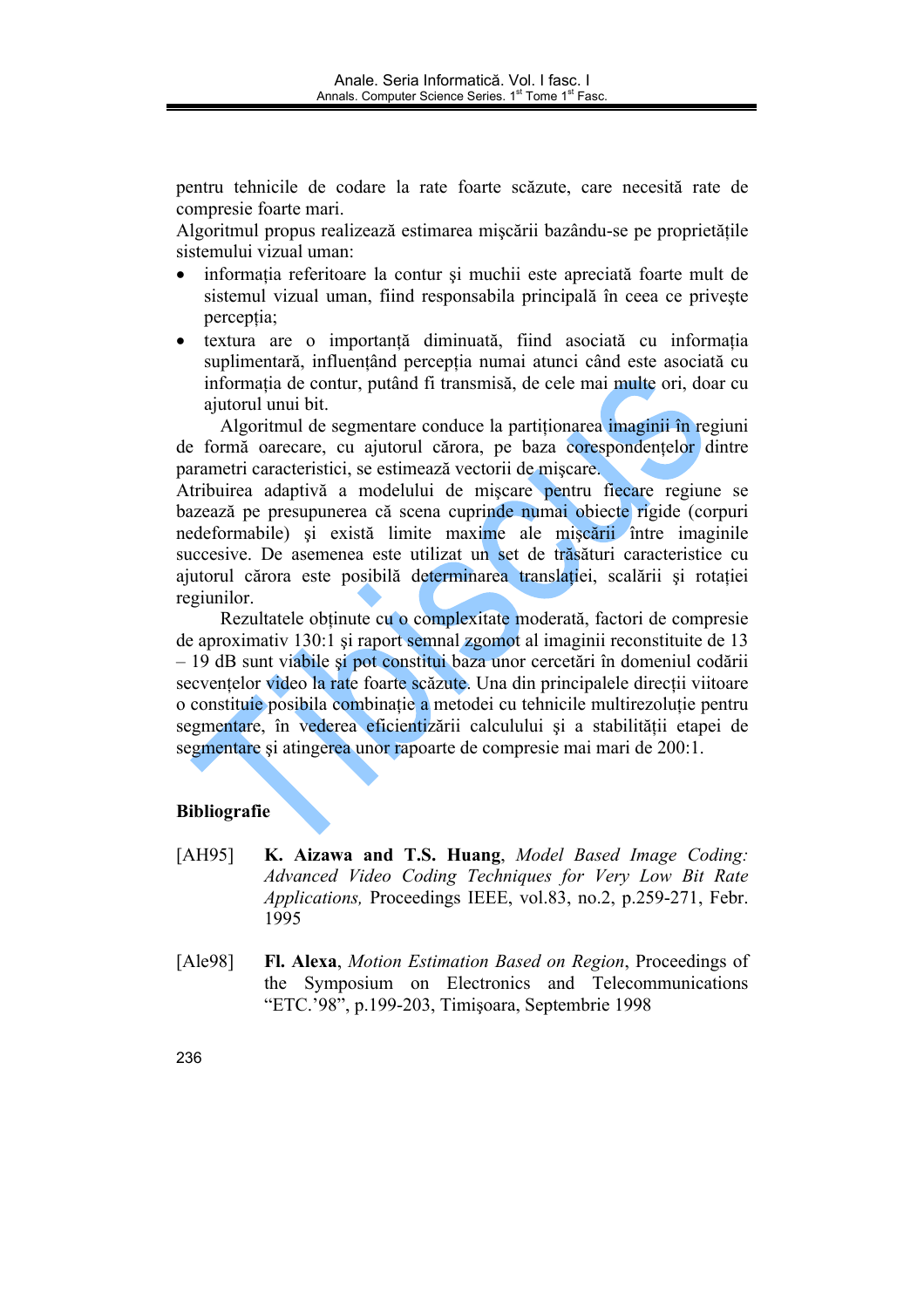pentru tehnicile de codare la rate foarte scăzute, care necesită rate de compresie foarte mari.

Algoritmul propus realizează estimarea mişcării bazându-se pe proprietăţile sistemului vizual uman:

- informaţia referitoare la contur şi muchii este apreciată foarte mult de sistemul vizual uman, fiind responsabila principală în ceea ce priveşte percepţia;
- textura are o importanţă diminuată, fiind asociată cu informaţia suplimentară, influenţând percepţia numai atunci când este asociată cu informaţia de contur, putând fi transmisă, de cele mai multe ori, doar cu ajutorul unui bit.

Algoritmul de segmentare conduce la partiţionarea imaginii în regiuni de formă oarecare, cu ajutorul cărora, pe baza corespondenţelor dintre parametri caracteristici, se estimează vectorii de mişcare.

Atribuirea adaptivă a modelului de mişcare pentru fiecare regiune se bazează pe presupunerea că scena cuprinde numai obiecte rigide (corpuri nedeformabile) şi există limite maxime ale mişcării între imaginile succesive. De asemenea este utilizat un set de trăsături caracteristice cu ajutorul cărora este posibilă determinarea translaţiei, scalării şi rotaţiei regiunilor.

Rezultatele obţinute cu o complexitate moderată, factori de compresie de aproximativ 130:1 şi raport semnal zgomot al imaginii reconstituite de 13 – 19 dB sunt viabile şi pot constitui baza unor cercetări în domeniul codării secvenţelor video la rate foarte scăzute. Una din principalele direcţii viitoare o constituie posibila combinaţie a metodei cu tehnicile multirezoluţie pentru segmentare, în vederea eficientizării calculului şi a stabilităţii etapei de segmentare şi atingerea unor rapoarte de compresie mai mari de 200:1.

## Bibliografie

[AH95] **K. Aizawa and T.S. Huang**, *Model Based Image Coding: Advanced Video Coding Techniques for Very Low Bit Rate Applications,* Proceedings IEEE, vol.83, no.2, p.259-271, Febr. 1995

[Ale98] **Fl. Alexa**, *Motion Estimation Based on Region*, Proceedings of the Symposium on Electronics and Telecommunications "ETC.'98", p.199-203, Timişoara, Septembrie 1998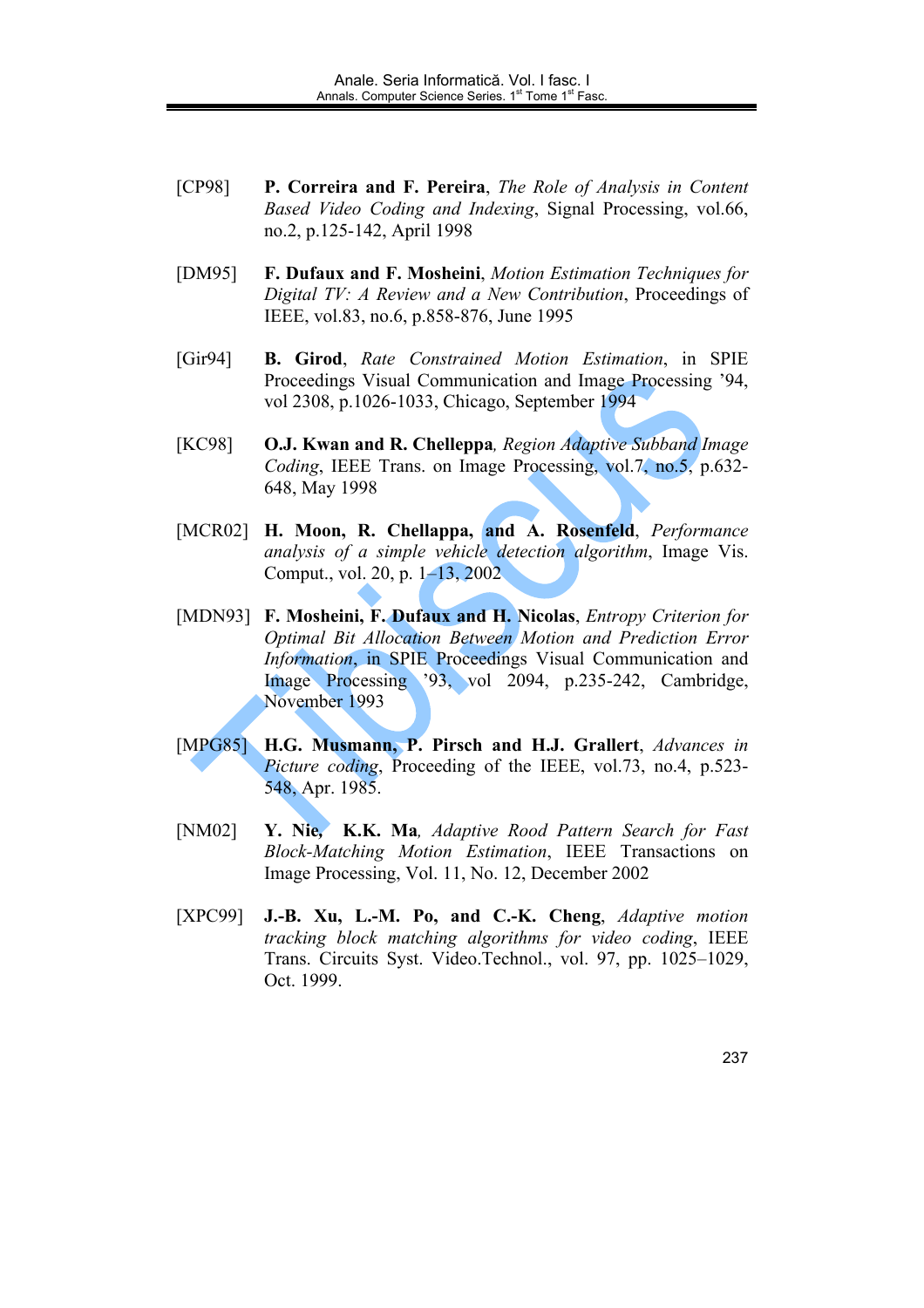[CP98] **P. Correira and F. Pereira**, *The Role of Analysis in Content Based Video Coding and Indexing*, Signal Processing, vol.66, no.2, p.125-142, April 1998

[DM95] **F. Dufaux and F. Mosheini**, *Motion Estimation Techniques for Digital TV: A Review and a New Contribution*, Proceedings of IEEE, vol.83, no.6, p.858-876, June 1995

[Gir94] **B. Girod**, *Rate Constrained Motion Estimation*, in SPIE Proceedings Visual Communication and Image Processing '94, vol 2308, p.1026-1033, Chicago, September 1994

[KC98] **O.J. Kwan and R. Chelleppa**, *Region Adaptive Subband Image Coding*, IEEE Trans. on Image Processing, vol.7, no.5, p.632-648, May 1998

[MCR02] **H. Moon, R. Chellappa, and A. Rosenfeld**, *Performance analysis of a simple vehicle detection algorithm*, Image Vis. Comput., vol. 20, p. 1–13, 2002

[MDN93] **F. Mosheini, F. Dufaux and H. Nicolas**, *Entropy Criterion for Optimal Bit Allocation Between Motion and Prediction Error Information*, in SPIE Proceedings Visual Communication and Image Processing '93, vol 2094, p.235-242, Cambridge, November 1993

[MPG85] **H.G. Musmann, P. Pirsch and H.J. Grallert**, *Advances in Picture coding*, Proceeding of the IEEE, vol.73, no.4, p.523-548, Apr. 1985.

[NM02] **Y. Nie, K.K. Ma**, *Adaptive Rood Pattern Search for Fast Block-Matching Motion Estimation*, IEEE Transactions on Image Processing, Vol. 11, No. 12, December 2002

[XPC99] **J.-B. Xu, L.-M. Po, and C.-K. Cheng**, *Adaptive motion tracking block matching algorithms for video coding*, IEEE Trans. Circuits Syst. Video.Technol., vol. 97, pp. 1025–1029, Oct. 1999.